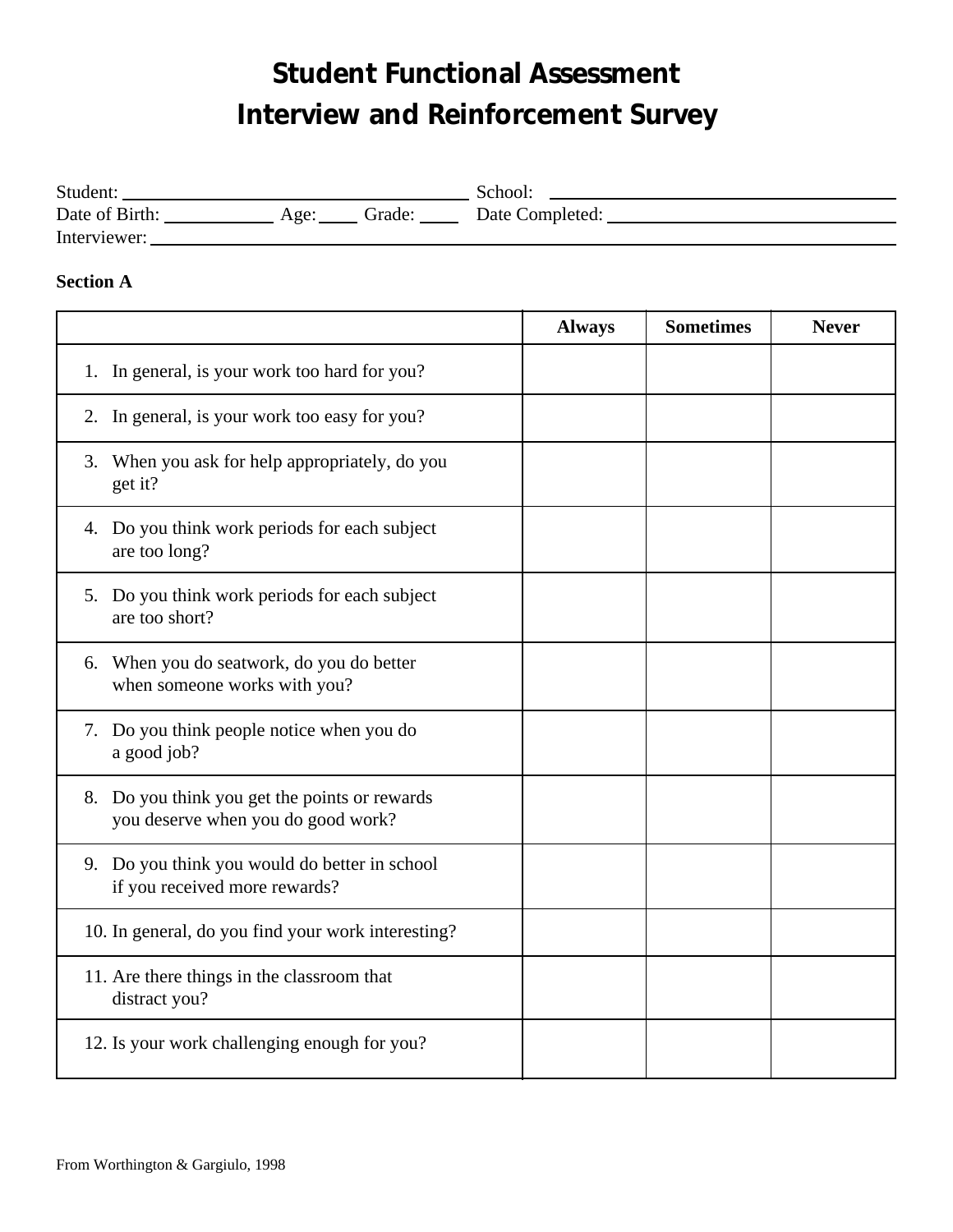# Student Functional Assessment
# Interview and Reinforcement Survey

Student: ____________________ School: ____________________
Date of Birth: __________ Age: ____ Grade: ____ Date Completed: ____________________
Interviewer: ____________________

**Section A**

| | Always | Sometimes | Never |
|---|---|---|---|
| 1. In general, is your work too hard for you? | | | |
| 2. In general, is your work too easy for you? | | | |
| 3. When you ask for help appropriately, do you get it? | | | |
| 4. Do you think work periods for each subject are too long? | | | |
| 5. Do you think work periods for each subject are too short? | | | |
| 6. When you do seatwork, do you do better when someone works with you? | | | |
| 7. Do you think people notice when you do a good job? | | | |
| 8. Do you think you get the points or rewards you deserve when you do good work? | | | |
| 9. Do you think you would do better in school if you received more rewards? | | | |
| 10. In general, do you find your work interesting? | | | |
| 11. Are there things in the classroom that distract you? | | | |
| 12. Is your work challenging enough for you? | | | |

From Worthington & Gargiulo, 1998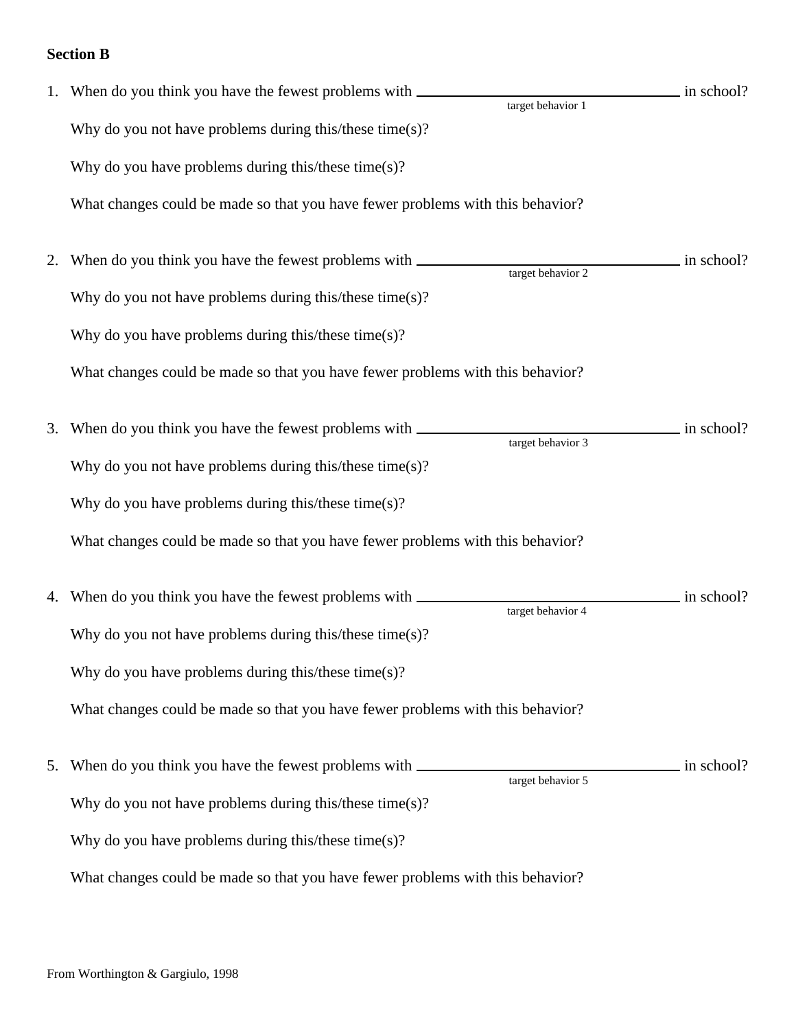**Section B**

1. When do you think you have the fewest problems with \_\_\_\_\_\_\_\_\_\_\_\_\_\_\_\_\_\_\_\_\_\_\_\_\_\_\_\_ in school?
   target behavior 1

   Why do you not have problems during this/these time(s)?

   Why do you have problems during this/these time(s)?

   What changes could be made so that you have fewer problems with this behavior?

2. When do you think you have the fewest problems with \_\_\_\_\_\_\_\_\_\_\_\_\_\_\_\_\_\_\_\_\_\_\_\_\_\_\_\_ in school?
   target behavior 2

   Why do you not have problems during this/these time(s)?

   Why do you have problems during this/these time(s)?

   What changes could be made so that you have fewer problems with this behavior?

3. When do you think you have the fewest problems with \_\_\_\_\_\_\_\_\_\_\_\_\_\_\_\_\_\_\_\_\_\_\_\_\_\_\_\_ in school?
   target behavior 3

   Why do you not have problems during this/these time(s)?

   Why do you have problems during this/these time(s)?

   What changes could be made so that you have fewer problems with this behavior?

4. When do you think you have the fewest problems with \_\_\_\_\_\_\_\_\_\_\_\_\_\_\_\_\_\_\_\_\_\_\_\_\_\_\_\_ in school?
   target behavior 4

   Why do you not have problems during this/these time(s)?

   Why do you have problems during this/these time(s)?

   What changes could be made so that you have fewer problems with this behavior?

5. When do you think you have the fewest problems with \_\_\_\_\_\_\_\_\_\_\_\_\_\_\_\_\_\_\_\_\_\_\_\_\_\_\_\_ in school?
   target behavior 5

   Why do you not have problems during this/these time(s)?

   Why do you have problems during this/these time(s)?

   What changes could be made so that you have fewer problems with this behavior?

From Worthington & Gargiulo, 1998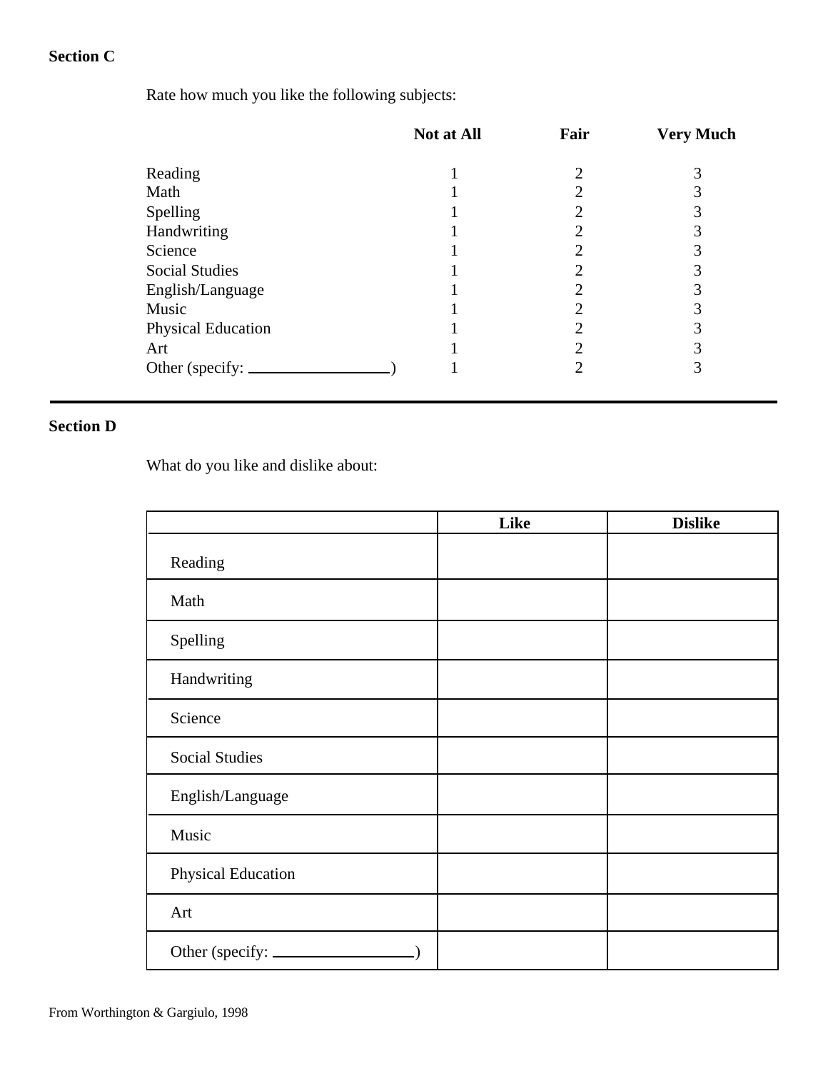**Section C**

Rate how much you like the following subjects:

| | Not at All | Fair | Very Much |
|---|---|---|---|
| Reading | 1 | 2 | 3 |
| Math | 1 | 2 | 3 |
| Spelling | 1 | 2 | 3 |
| Handwriting | 1 | 2 | 3 |
| Science | 1 | 2 | 3 |
| Social Studies | 1 | 2 | 3 |
| English/Language | 1 | 2 | 3 |
| Music | 1 | 2 | 3 |
| Physical Education | 1 | 2 | 3 |
| Art | 1 | 2 | 3 |
| Other (specify: ________________) | 1 | 2 | 3 |

---

**Section D**

What do you like and dislike about:

| | Like | Dislike |
|---|---|---|
| Reading | | |
| Math | | |
| Spelling | | |
| Handwriting | | |
| Science | | |
| Social Studies | | |
| English/Language | | |
| Music | | |
| Physical Education | | |
| Art | | |
| Other (specify: ________________) | | |

From Worthington & Gargiulo, 1998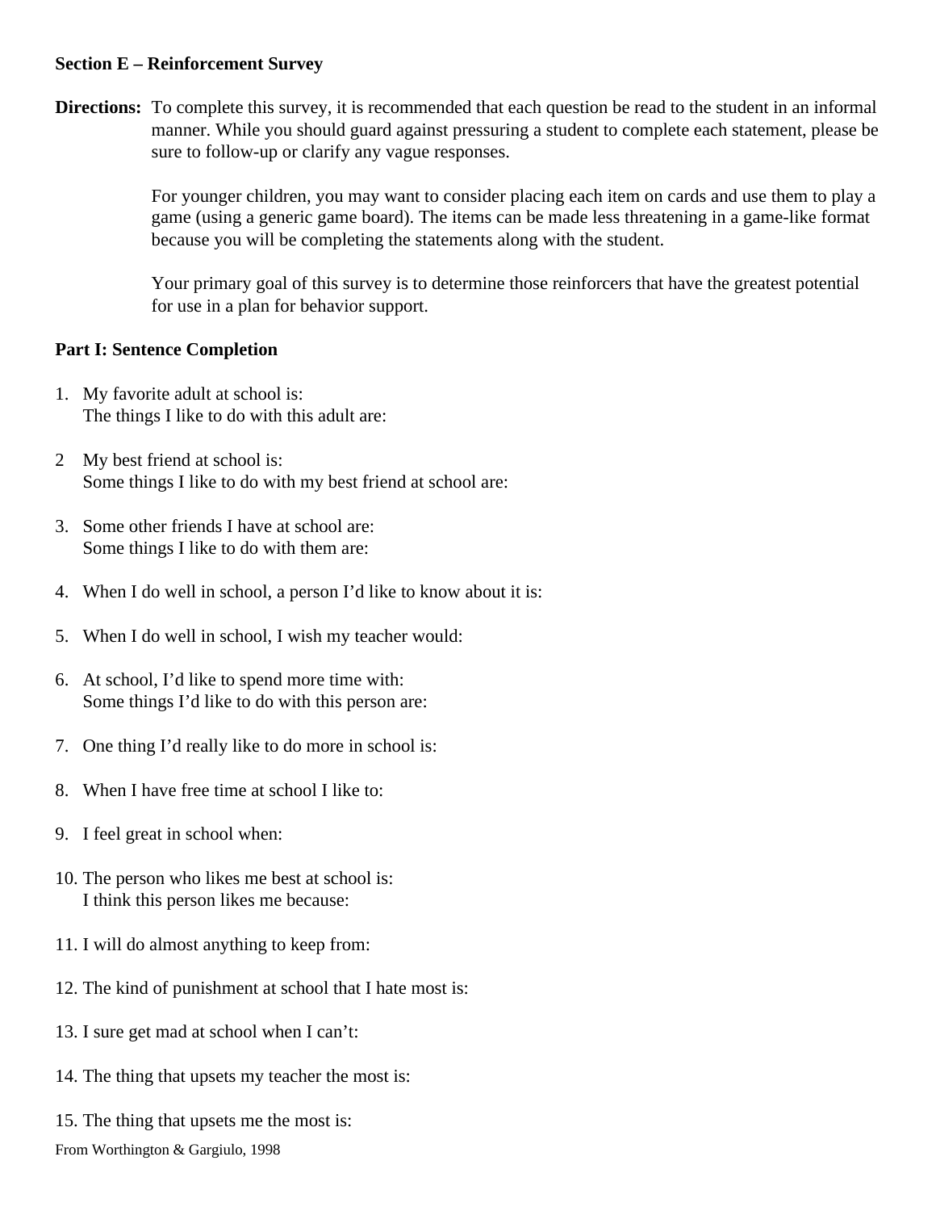**Section E – Reinforcement Survey**

**Directions:** To complete this survey, it is recommended that each question be read to the student in an informal manner. While you should guard against pressuring a student to complete each statement, please be sure to follow-up or clarify any vague responses.

For younger children, you may want to consider placing each item on cards and use them to play a game (using a generic game board). The items can be made less threatening in a game-like format because you will be completing the statements along with the student.

Your primary goal of this survey is to determine those reinforcers that have the greatest potential for use in a plan for behavior support.

**Part I: Sentence Completion**

1. My favorite adult at school is:
   The things I like to do with this adult are:

2 My best friend at school is:
   Some things I like to do with my best friend at school are:

3. Some other friends I have at school are:
   Some things I like to do with them are:

4. When I do well in school, a person I'd like to know about it is:

5. When I do well in school, I wish my teacher would:

6. At school, I'd like to spend more time with:
   Some things I'd like to do with this person are:

7. One thing I'd really like to do more in school is:

8. When I have free time at school I like to:

9. I feel great in school when:

10. The person who likes me best at school is:
    I think this person likes me because:

11. I will do almost anything to keep from:

12. The kind of punishment at school that I hate most is:

13. I sure get mad at school when I can't:

14. The thing that upsets my teacher the most is:

15. The thing that upsets me the most is:

From Worthington & Gargiulo, 1998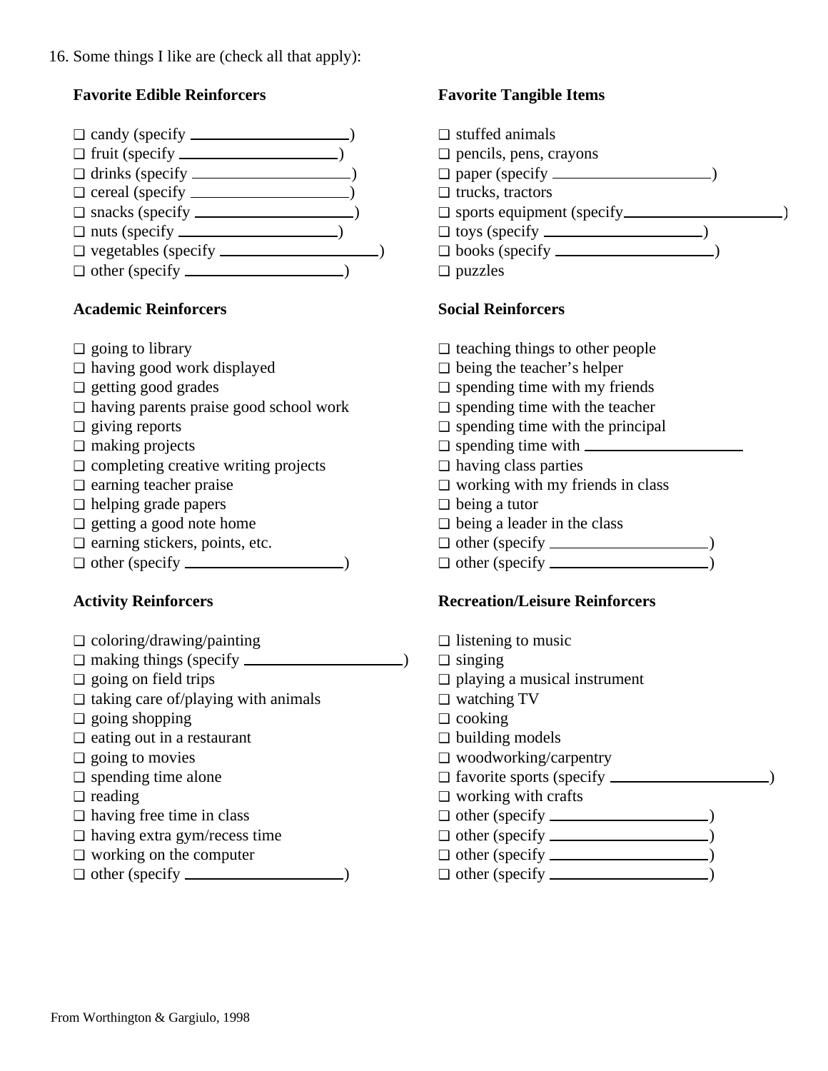16. Some things I like are (check all that apply):

**Favorite Edible Reinforcers**

- ❑ candy (specify ____________________)
- ❑ fruit (specify ____________________)
- ❑ drinks (specify ____________________)
- ❑ cereal (specify ____________________)
- ❑ snacks (specify ____________________)
- ❑ nuts (specify ____________________)
- ❑ vegetables (specify ____________________)
- ❑ other (specify ____________________)

**Academic Reinforcers**

- ❑ going to library
- ❑ having good work displayed
- ❑ getting good grades
- ❑ having parents praise good school work
- ❑ giving reports
- ❑ making projects
- ❑ completing creative writing projects
- ❑ earning teacher praise
- ❑ helping grade papers
- ❑ getting a good note home
- ❑ earning stickers, points, etc.
- ❑ other (specify ____________________)

**Activity Reinforcers**

- ❑ coloring/drawing/painting
- ❑ making things (specify ____________________)
- ❑ going on field trips
- ❑ taking care of/playing with animals
- ❑ going shopping
- ❑ eating out in a restaurant
- ❑ going to movies
- ❑ spending time alone
- ❑ reading
- ❑ having free time in class
- ❑ having extra gym/recess time
- ❑ working on the computer
- ❑ other (specify ____________________)

**Favorite Tangible Items**

- ❑ stuffed animals
- ❑ pencils, pens, crayons
- ❑ paper (specify ____________________)
- ❑ trucks, tractors
- ❑ sports equipment (specify____________________)
- ❑ toys (specify ____________________)
- ❑ books (specify ____________________)
- ❑ puzzles

**Social Reinforcers**

- ❑ teaching things to other people
- ❑ being the teacher's helper
- ❑ spending time with my friends
- ❑ spending time with the teacher
- ❑ spending time with the principal
- ❑ spending time with ____________________
- ❑ having class parties
- ❑ working with my friends in class
- ❑ being a tutor
- ❑ being a leader in the class
- ❑ other (specify ____________________)
- ❑ other (specify ____________________)

**Recreation/Leisure Reinforcers**

- ❑ listening to music
- ❑ singing
- ❑ playing a musical instrument
- ❑ watching TV
- ❑ cooking
- ❑ building models
- ❑ woodworking/carpentry
- ❑ favorite sports (specify ____________________)
- ❑ working with crafts
- ❑ other (specify ____________________)
- ❑ other (specify ____________________)
- ❑ other (specify ____________________)
- ❑ other (specify ____________________)

From Worthington & Gargiulo, 1998